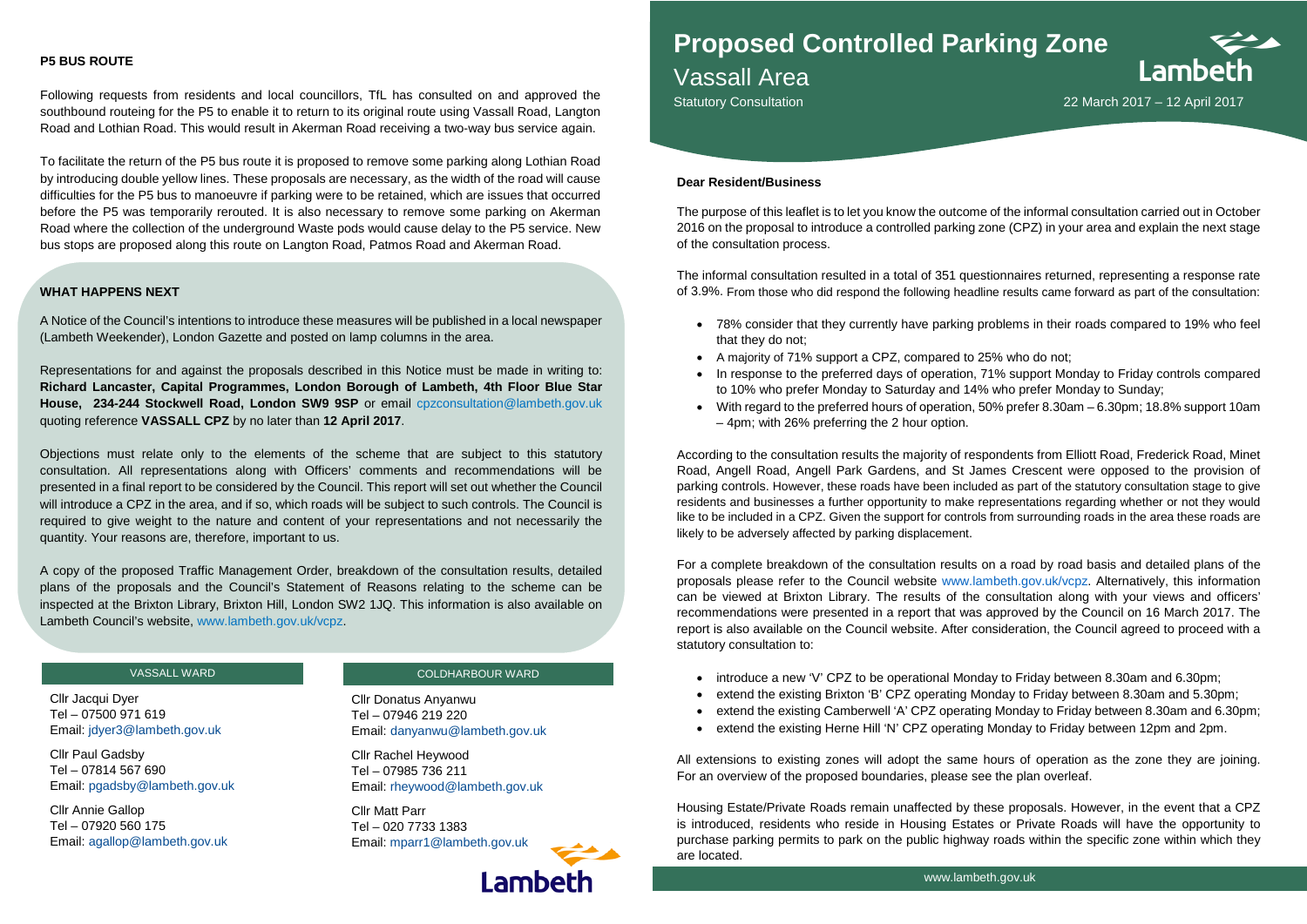# Proposed Controlled Parking Zone

## Vassall Area

Statutory Consultation

22 March 2017 – 12 April 2017

**Dear Resident/Business**

The purpose of this leaflet is to let you know the outcome of the informal consultation carried out in October 2016 on the proposal to introduce a controlled parking zone (CPZ) in your area and explain the next stage of the consultation process.

The informal consultation resulted in a total of 351 questionnaires returned, representing a response rate of 3.9%. From those who did respond the following headline results came forward as part of the consultation:

- 78% consider that they currently have parking problems in their roads compared to 19% who feel that they do not;
- A majority of 71% support a CPZ, compared to 25% who do not;
- In response to the preferred days of operation, 71% support Monday to Friday controls compared to 10% who prefer Monday to Saturday and 14% who prefer Monday to Sunday;
- With regard to the preferred hours of operation, 50% prefer 8.30am – 6.30pm; 18.8% support 10am – 4pm; with 26% preferring the 2 hour option.

According to the consultation results the majority of respondents from Elliott Road, Frederick Road, Minet Road, Angell Road, Angell Park Gardens, and St James Crescent were opposed to the provision of parking controls. However, these roads have been included as part of the statutory consultation stage to give residents and businesses a further opportunity to make representations regarding whether or not they would like to be included in a CPZ. Given the support for controls from surrounding roads in the area these roads are likely to be adversely affected by parking displacement.

For a complete breakdown of the consultation results on a road by road basis and detailed plans of the proposals please refer to the Council website www.lambeth.gov.uk/vcpz. Alternatively, this information can be viewed at Brixton Library. The results of the consultation along with your views and officers' recommendations were presented in a report that was approved by the Council on 16 March 2017. The report is also available on the Council website. After consideration, the Council agreed to proceed with a statutory consultation to:

- introduce a new 'V' CPZ to be operational Monday to Friday between 8.30am and 6.30pm;
- extend the existing Brixton 'B' CPZ operating Monday to Friday between 8.30am and 5.30pm;
- extend the existing Camberwell 'A' CPZ operating Monday to Friday between 8.30am and 6.30pm;
- extend the existing Herne Hill 'N' CPZ operating Monday to Friday between 12pm and 2pm.

All extensions to existing zones will adopt the same hours of operation as the zone they are joining. For an overview of the proposed boundaries, please see the plan overleaf.

Housing Estate/Private Roads remain unaffected by these proposals. However, in the event that a CPZ is introduced, residents who reside in Housing Estates or Private Roads will have the opportunity to purchase parking permits to park on the public highway roads within the specific zone within which they are located.

### P5 BUS ROUTE

Following requests from residents and local councillors, TfL has consulted on and approved the southbound routeing for the P5 to enable it to return to its original route using Vassall Road, Langton Road and Lothian Road. This would result in Akerman Road receiving a two-way bus service again.

To facilitate the return of the P5 bus route it is proposed to remove some parking along Lothian Road by introducing double yellow lines. These proposals are necessary, as the width of the road will cause difficulties for the P5 bus to manoeuvre if parking were to be retained, which are issues that occurred before the P5 was temporarily rerouted. It is also necessary to remove some parking on Akerman Road where the collection of the underground Waste pods would cause delay to the P5 service. New bus stops are proposed along this route on Langton Road, Patmos Road and Akerman Road.

### WHAT HAPPENS NEXT

A Notice of the Council's intentions to introduce these measures will be published in a local newspaper (Lambeth Weekender), London Gazette and posted on lamp columns in the area.

Representations for and against the proposals described in this Notice must be made in writing to: **Richard Lancaster, Capital Programmes, London Borough of Lambeth, 4th Floor Blue Star House, 234-244 Stockwell Road, London SW9 9SP** or email cpzconsultation@lambeth.gov.uk quoting reference **VASSALL CPZ** by no later than **12 April 2017**.

Objections must relate only to the elements of the scheme that are subject to this statutory consultation. All representations along with Officers' comments and recommendations will be presented in a final report to be considered by the Council. This report will set out whether the Council will introduce a CPZ in the area, and if so, which roads will be subject to such controls. The Council is required to give weight to the nature and content of your representations and not necessarily the quantity. Your reasons are, therefore, important to us.

A copy of the proposed Traffic Management Order, breakdown of the consultation results, detailed plans of the proposals and the Council's Statement of Reasons relating to the scheme can be inspected at the Brixton Library, Brixton Hill, London SW2 1JQ. This information is also available on Lambeth Council's website, www.lambeth.gov.uk/vcpz.

**VASSALL WARD**

Cllr Jacqui Dyer
Tel – 07500 971 619
Email: jdyer3@lambeth.gov.uk

Cllr Paul Gadsby
Tel – 07814 567 690
Email: pgadsby@lambeth.gov.uk

Cllr Annie Gallop
Tel – 07920 560 175
Email: agallop@lambeth.gov.uk

**COLDHARBOUR WARD**

Cllr Donatus Anyanwu
Tel – 07946 219 220
Email: danyanwu@lambeth.gov.uk

Cllr Rachel Heywood
Tel – 07985 736 211
Email: rheywood@lambeth.gov.uk

Cllr Matt Parr
Tel – 020 7733 1383
Email: mparr1@lambeth.gov.uk

www.lambeth.gov.uk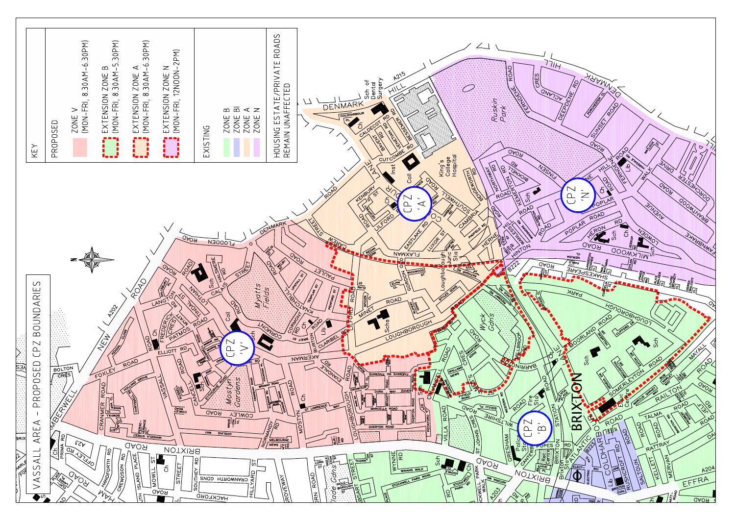# VASSALL AREA - PROPOSED CPZ BOUNDARIES

## KEY

**PROPOSED**

- ZONE V (MON-FRI, 8.30AM-6.30PM)
- EXTENSION ZONE B (MON-FRI, 8.30AM-5.30PM)
- EXTENSION ZONE A (MON-FRI, 8.30AM-6.30PM)
- EXTENSION ZONE N (MON-FRI, 12NOON-2PM)

**EXISTING**

- ZONE B
- ZONE BI
- ZONE A
- ZONE N

HOUSING ESTATE/PRIVATE ROADS REMAIN UNAFFECTED

CPZ 'A'

CPZ 'N'

CPZ 'V'

CPZ 'B'

BRIXTON